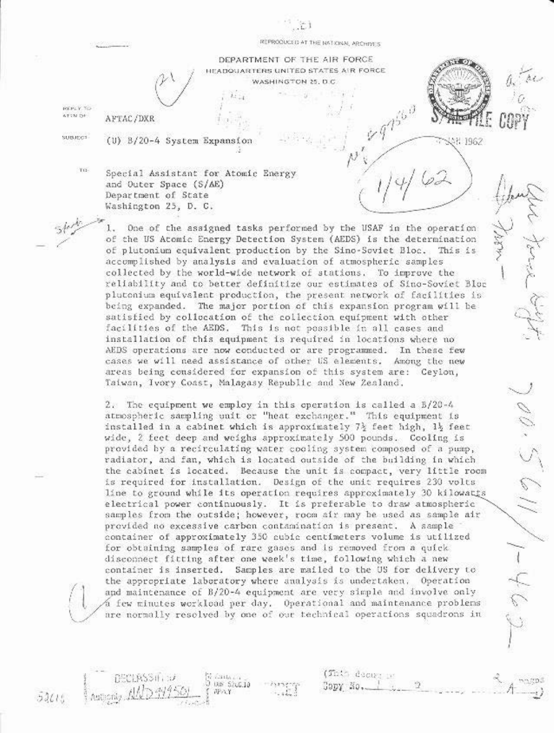REPRODUCED AT THE NATIONAL ARCHIVES

DEPARTMENT OF THE AIR FORCE
HEADQUARTERS UNITED STATES AIR FORCE
WASHINGTON 25, D.C.

REPLY TO ATTN OF: AFTAC/DXR

SUBJECT: (U) B/20-4 System Expansion

JAN 1962

1/4/62

TO: Special Assistant for Atomic Energy and Outer Space (S/AE)
Department of State
Washington 25, D. C.

1. One of the assigned tasks performed by the USAF in the operation of the US Atomic Energy Detection System (AEDS) is the determination of plutonium equivalent production by the Sino-Soviet Bloc. This is accomplished by analysis and evaluation of atmospheric samples collected by the world-wide network of stations. To improve the reliability and to better definitize our estimates of Sino-Soviet Bloc plutonium equivalent production, the present network of facilities is being expanded. The major portion of this expansion program will be satisfied by collocation of the collection equipment with other facilities of the AEDS. This is not possible in all cases and installation of this equipment is required in locations where no AEDS operations are now conducted or are programmed. In these few cases we will need assistance of other US elements. Among the new areas being considered for expansion of this system are: Ceylon, Taiwan, Ivory Coast, Malagasy Republic and New Zealand.

2. The equipment we employ in this operation is called a B/20-4 atmospheric sampling unit or "heat exchanger." This equipment is installed in a cabinet which is approximately 7½ feet high, 1½ feet wide, 2 feet deep and weighs approximately 500 pounds. Cooling is provided by a recirculating water cooling system composed of a pump, radiator, and fan, which is located outside of the building in which the cabinet is located. Because the unit is compact, very little room is required for installation. Design of the unit requires 230 volts line to ground while its operation requires approximately 30 kilowatts electrical power continuously. It is preferable to draw atmospheric samples from the outside; however, room air may be used as sample air provided no excessive carbon contamination is present. A sample container of approximately 350 cubic centimeters volume is utilized for obtaining samples of rare gases and is removed from a quick disconnect fitting after one week's time, following which a new container is inserted. Samples are mailed to the US for delivery to the appropriate laboratory where analysis is undertaken. Operation and maintenance of B/20-4 equipment are very simple and involve only a few minutes workload per day. Operational and maintenance problems are normally resolved by one of our technical operations squadrons in

700.5611/1-462

DECLASSIFIED
Authority NND 949501

(This document consists of 2 pages)
Copy No. 1 of 9 copies, Series A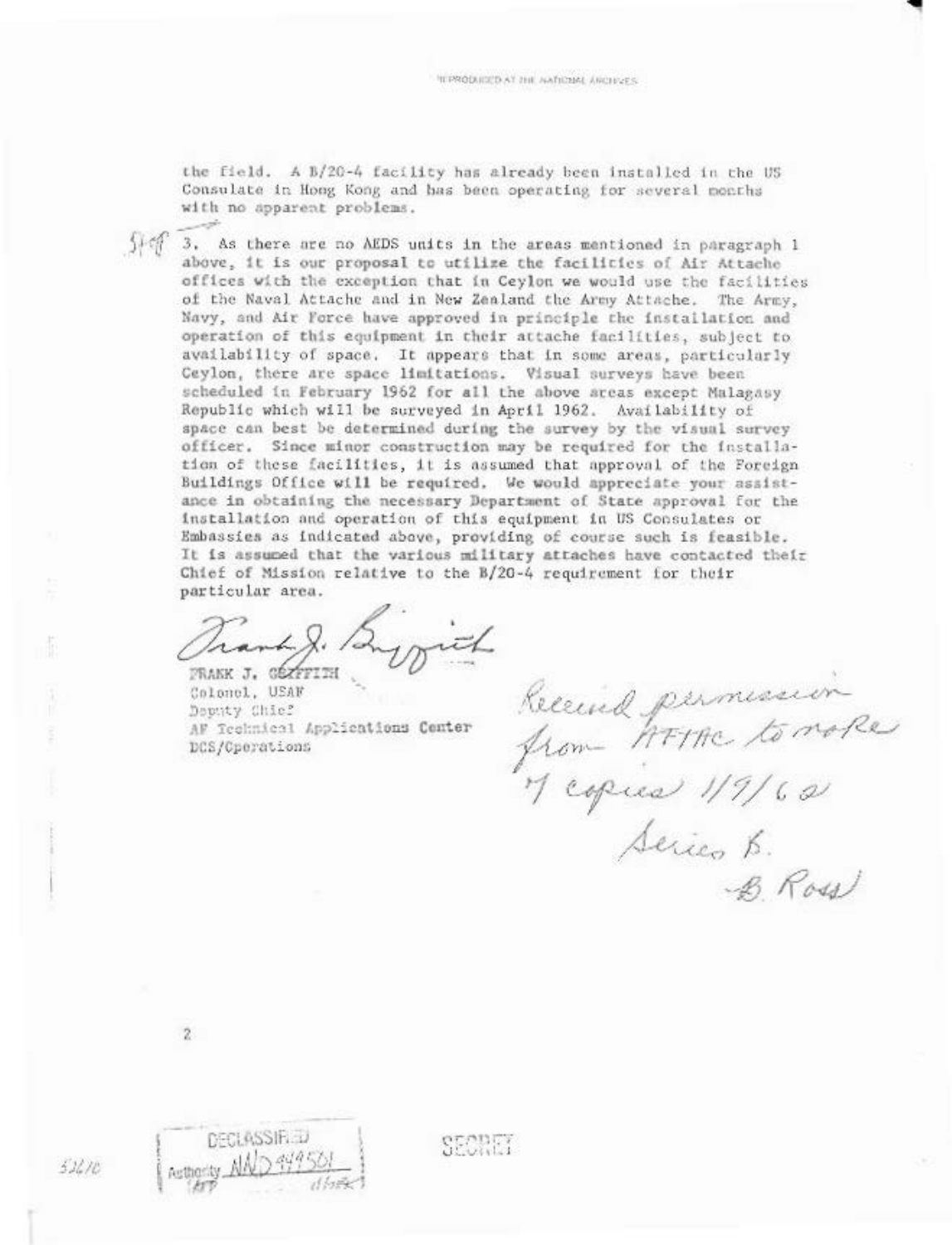the field. A B/20-4 facility has already been installed in the US Consulate in Hong Kong and has been operating for several months with no apparent problems.

3. As there are no AEDS units in the areas mentioned in paragraph 1 above, it is our proposal to utilize the facilities of Air Attache offices with the exception that in Ceylon we would use the facilities of the Naval Attache and in New Zealand the Army Attache. The Army, Navy, and Air Force have approved in principle the installation and operation of this equipment in their attache facilities, subject to availability of space. It appears that in some areas, particularly Ceylon, there are space limitations. Visual surveys have been scheduled in February 1962 for all the above areas except Malagasy Republic which will be surveyed in April 1962. Availability of space can best be determined during the survey by the visual survey officer. Since minor construction may be required for the installation of these facilities, it is assumed that approval of the Foreign Buildings Office will be required. We would appreciate your assistance in obtaining the necessary Department of State approval for the installation and operation of this equipment in US Consulates or Embassies as indicated above, providing of course such is feasible. It is assumed that the various military attaches have contacted their Chief of Mission relative to the B/20-4 requirement for their particular area.

*Frank J. Griffith*

FRANK J. GRIFFITH
Colonel, USAF
Deputy Chief
AF Technical Applications Center
DCS/Operations

*Received permission from AFTAC to make 7 copies 1/9/62 Series B. B. Ross*

DECLASSIFIED
Authority NND 949501

SECRET